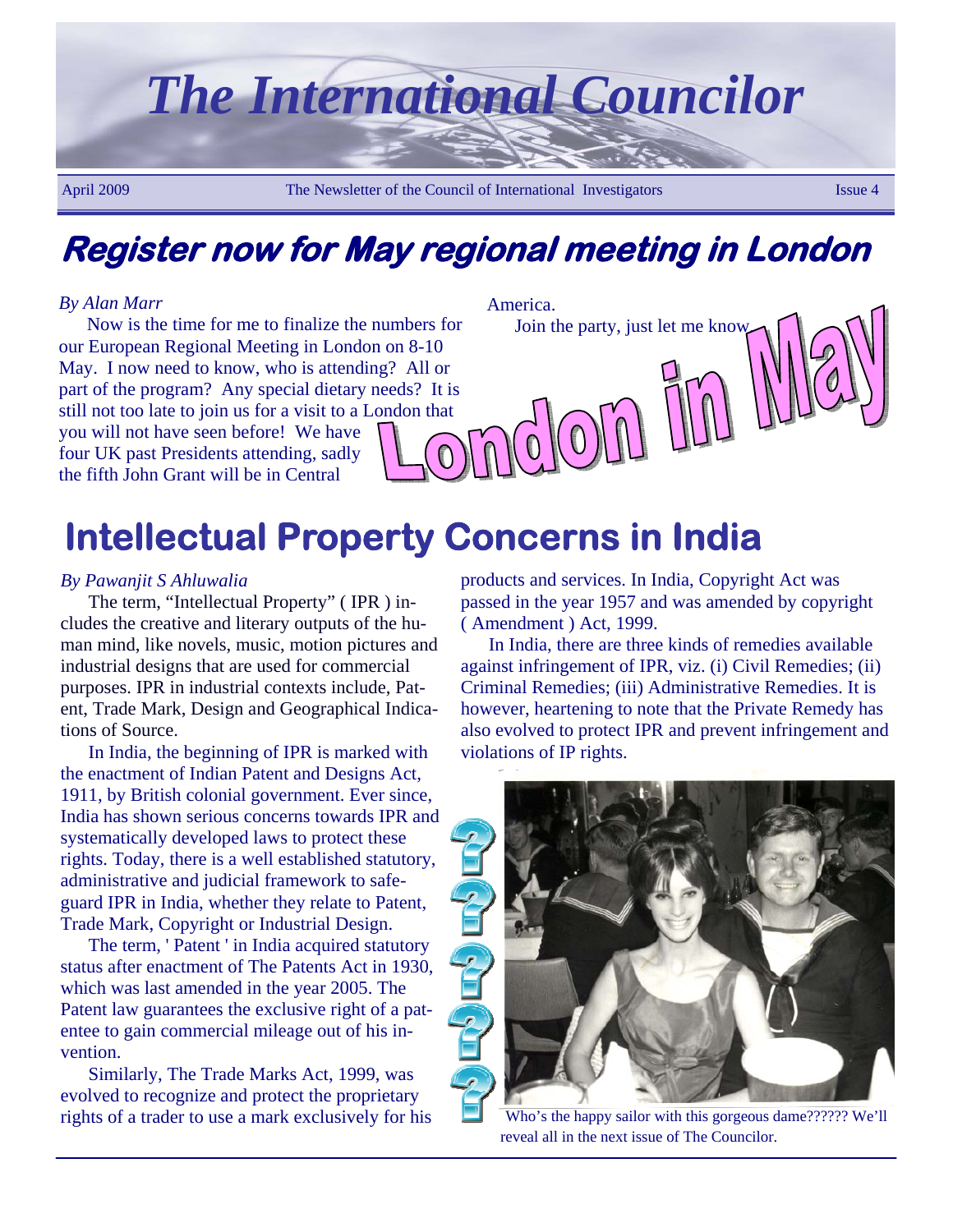# The International Councilor

April 2009 — The Newsletter of the Council of International Investigators — Issue 4

## Register now for May regional meeting in London

*By Alan Marr*

Now is the time for me to finalize the numbers for our European Regional Meeting in London on 8-10 May. I now need to know, who is attending? All or part of the program? Any special dietary needs? It is still not too late to join us for a visit to a London that you will not have seen before! We have four UK past Presidents attending, sadly the fifth John Grant will be in Central America.

Join the party, just let me know.

London in May

## Intellectual Property Concerns in India

*By Pawanjit S Ahluwalia*

The term, "Intellectual Property" ( IPR ) includes the creative and literary outputs of the human mind, like novels, music, motion pictures and industrial designs that are used for commercial purposes. IPR in industrial contexts include, Patent, Trade Mark, Design and Geographical Indications of Source.

In India, the beginning of IPR is marked with the enactment of Indian Patent and Designs Act, 1911, by British colonial government. Ever since, India has shown serious concerns towards IPR and systematically developed laws to protect these rights. Today, there is a well established statutory, administrative and judicial framework to safeguard IPR in India, whether they relate to Patent, Trade Mark, Copyright or Industrial Design.

The term, ' Patent ' in India acquired statutory status after enactment of The Patents Act in 1930, which was last amended in the year 2005. The Patent law guarantees the exclusive right of a patentee to gain commercial mileage out of his invention.

Similarly, The Trade Marks Act, 1999, was evolved to recognize and protect the proprietary rights of a trader to use a mark exclusively for his products and services. In India, Copyright Act was passed in the year 1957 and was amended by copyright ( Amendment ) Act, 1999.

In India, there are three kinds of remedies available against infringement of IPR, viz. (i) Civil Remedies; (ii) Criminal Remedies; (iii) Administrative Remedies. It is however, heartening to note that the Private Remedy has also evolved to protect IPR and prevent infringement and violations of IP rights.

Who's the happy sailor with this gorgeous dame?????? We'll reveal all in the next issue of The Councilor.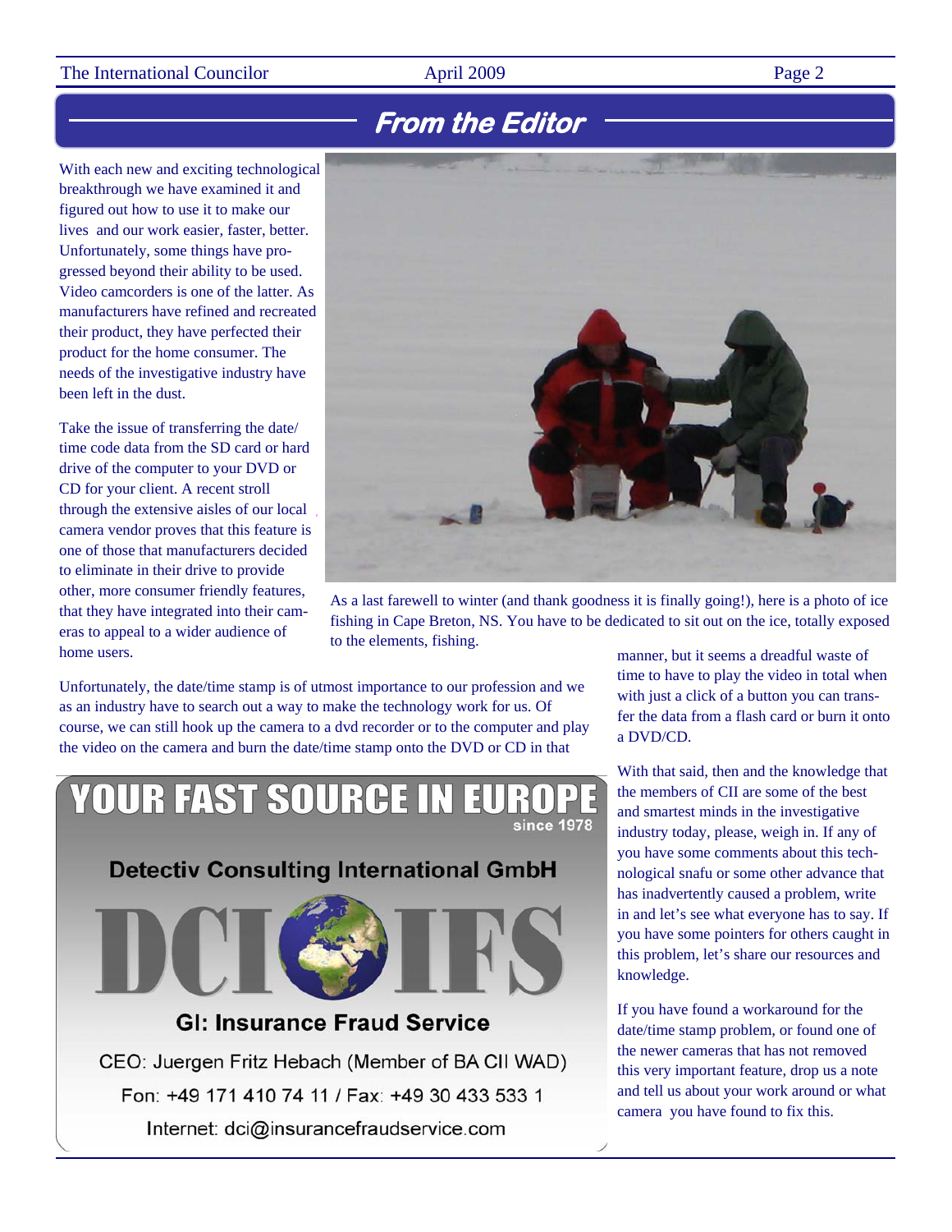## From the Editor

With each new and exciting technological breakthrough we have examined it and figured out how to use it to make our lives and our work easier, faster, better. Unfortunately, some things have progressed beyond their ability to be used. Video camcorders is one of the latter. As manufacturers have refined and recreated their product, they have perfected their product for the home consumer. The needs of the investigative industry have been left in the dust.

Take the issue of transferring the date/time code data from the SD card or hard drive of the computer to your DVD or CD for your client. A recent stroll through the extensive aisles of our local camera vendor proves that this feature is one of those that manufacturers decided to eliminate in their drive to provide other, more consumer friendly features, that they have integrated into their cameras to appeal to a wider audience of home users.

As a last farewell to winter (and thank goodness it is finally going!), here is a photo of ice fishing in Cape Breton, NS. You have to be dedicated to sit out on the ice, totally exposed to the elements, fishing.

Unfortunately, the date/time stamp is of utmost importance to our profession and we as an industry have to search out a way to make the technology work for us. Of course, we can still hook up the camera to a dvd recorder or to the computer and play the video on the camera and burn the date/time stamp onto the DVD or CD in that manner, but it seems a dreadful waste of time to have to play the video in total when with just a click of a button you can transfer the data from a flash card or burn it onto a DVD/CD.

With that said, then and the knowledge that the members of CII are some of the best and smartest minds in the investigative industry today, please, weigh in. If any of you have some comments about this technological snafu or some other advance that has inadvertently caused a problem, write in and let's see what everyone has to say. If you have some pointers for others caught in this problem, let's share our resources and knowledge.

If you have found a workaround for the date/time stamp problem, or found one of the newer cameras that has not removed this very important feature, drop us a note and tell us about your work around or what camera you have found to fix this.

---

**YOUR FAST SOURCE IN EUROPE**
since 1978

**Detectiv Consulting International GmbH**

**DCI IFS**

**GI: Insurance Fraud Service**

CEO: Juergen Fritz Hebach (Member of BA CII WAD)

Fon: +49 171 410 74 11 / Fax: +49 30 433 533 1

Internet: dci@insurancefraudservice.com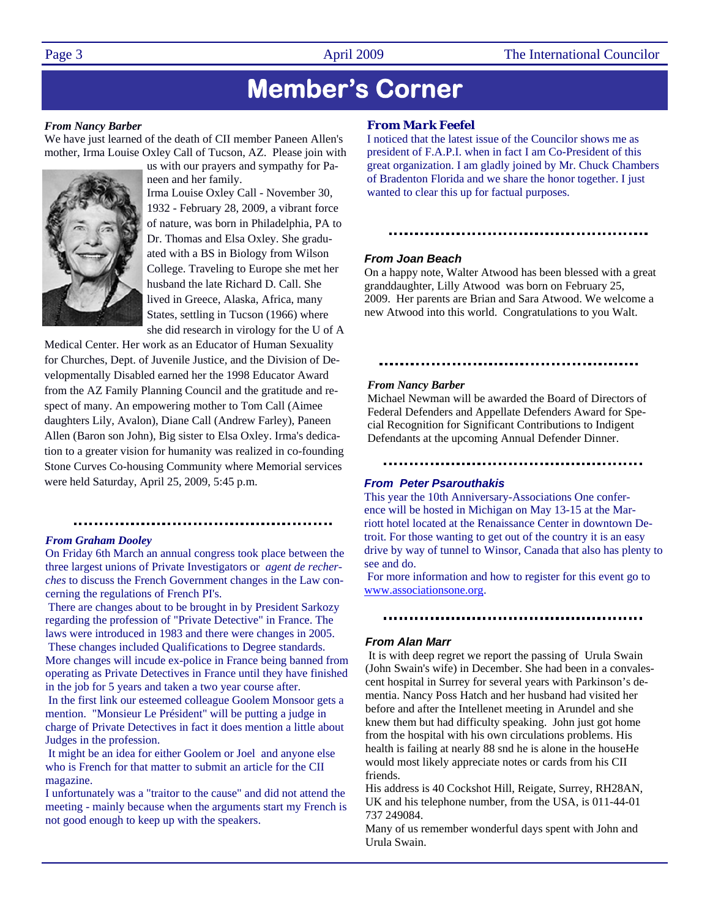# Member's Corner

***From Nancy Barber***

We have just learned of the death of CII member Paneen Allen's mother, Irma Louise Oxley Call of Tucson, AZ. Please join with us with our prayers and sympathy for Paneen and her family.

Irma Louise Oxley Call - November 30, 1932 - February 28, 2009, a vibrant force of nature, was born in Philadelphia, PA to Dr. Thomas and Elsa Oxley. She graduated with a BS in Biology from Wilson College. Traveling to Europe she met her husband the late Richard D. Call. She lived in Greece, Alaska, Africa, many States, settling in Tucson (1966) where she did research in virology for the U of A Medical Center. Her work as an Educator of Human Sexuality for Churches, Dept. of Juvenile Justice, and the Division of Developmentally Disabled earned her the 1998 Educator Award from the AZ Family Planning Council and the gratitude and respect of many. An empowering mother to Tom Call (Aimee daughters Lily, Avalon), Diane Call (Andrew Farley), Paneen Allen (Baron son John), Big sister to Elsa Oxley. Irma's dedication to a greater vision for humanity was realized in co-founding Stone Curves Co-housing Community where Memorial services were held Saturday, April 25, 2009, 5:45 p.m.

***From Graham Dooley***

On Friday 6th March an annual congress took place between the three largest unions of Private Investigators or *agent de recherches* to discuss the French Government changes in the Law concerning the regulations of French PI's.

There are changes about to be brought in by President Sarkozy regarding the profession of "Private Detective" in France. The laws were introduced in 1983 and there were changes in 2005.

These changes included Qualifications to Degree standards. More changes will incude ex-police in France being banned from operating as Private Detectives in France until they have finished in the job for 5 years and taken a two year course after.

In the first link our esteemed colleague Goolem Monsoor gets a mention. "Monsieur Le Président" will be putting a judge in charge of Private Detectives in fact it does mention a little about Judges in the profession.

It might be an idea for either Goolem or Joel and anyone else who is French for that matter to submit an article for the CII magazine.

I unfortunately was a "traitor to the cause" and did not attend the meeting - mainly because when the arguments start my French is not good enough to keep up with the speakers.

***From Mark Feefel***

I noticed that the latest issue of the Councilor shows me as president of F.A.P.I. when in fact I am Co-President of this great organization. I am gladly joined by Mr. Chuck Chambers of Bradenton Florida and we share the honor together. I just wanted to clear this up for factual purposes.

***From Joan Beach***

On a happy note, Walter Atwood has been blessed with a great granddaughter, Lilly Atwood was born on February 25, 2009. Her parents are Brian and Sara Atwood. We welcome a new Atwood into this world. Congratulations to you Walt.

***From Nancy Barber***

Michael Newman will be awarded the Board of Directors of Federal Defenders and Appellate Defenders Award for Special Recognition for Significant Contributions to Indigent Defendants at the upcoming Annual Defender Dinner.

***From Peter Psarouthakis***

This year the 10th Anniversary-Associations One conference will be hosted in Michigan on May 13-15 at the Marriott hotel located at the Renaissance Center in downtown Detroit. For those wanting to get out of the country it is an easy drive by way of tunnel to Winsor, Canada that also has plenty to see and do.

For more information and how to register for this event go to www.associationsone.org.

***From Alan Marr***

It is with deep regret we report the passing of Urula Swain (John Swain's wife) in December. She had been in a convalescent hospital in Surrey for several years with Parkinson's dementia. Nancy Poss Hatch and her husband had visited her before and after the Intellenet meeting in Arundel and she knew them but had difficulty speaking. John just got home from the hospital with his own circulations problems. His health is failing at nearly 88 snd he is alone in the houseHe would most likely appreciate notes or cards from his CII friends.

His address is 40 Cockshot Hill, Reigate, Surrey, RH28AN, UK and his telephone number, from the USA, is 011-44-01 737 249084.

Many of us remember wonderful days spent with John and Urula Swain.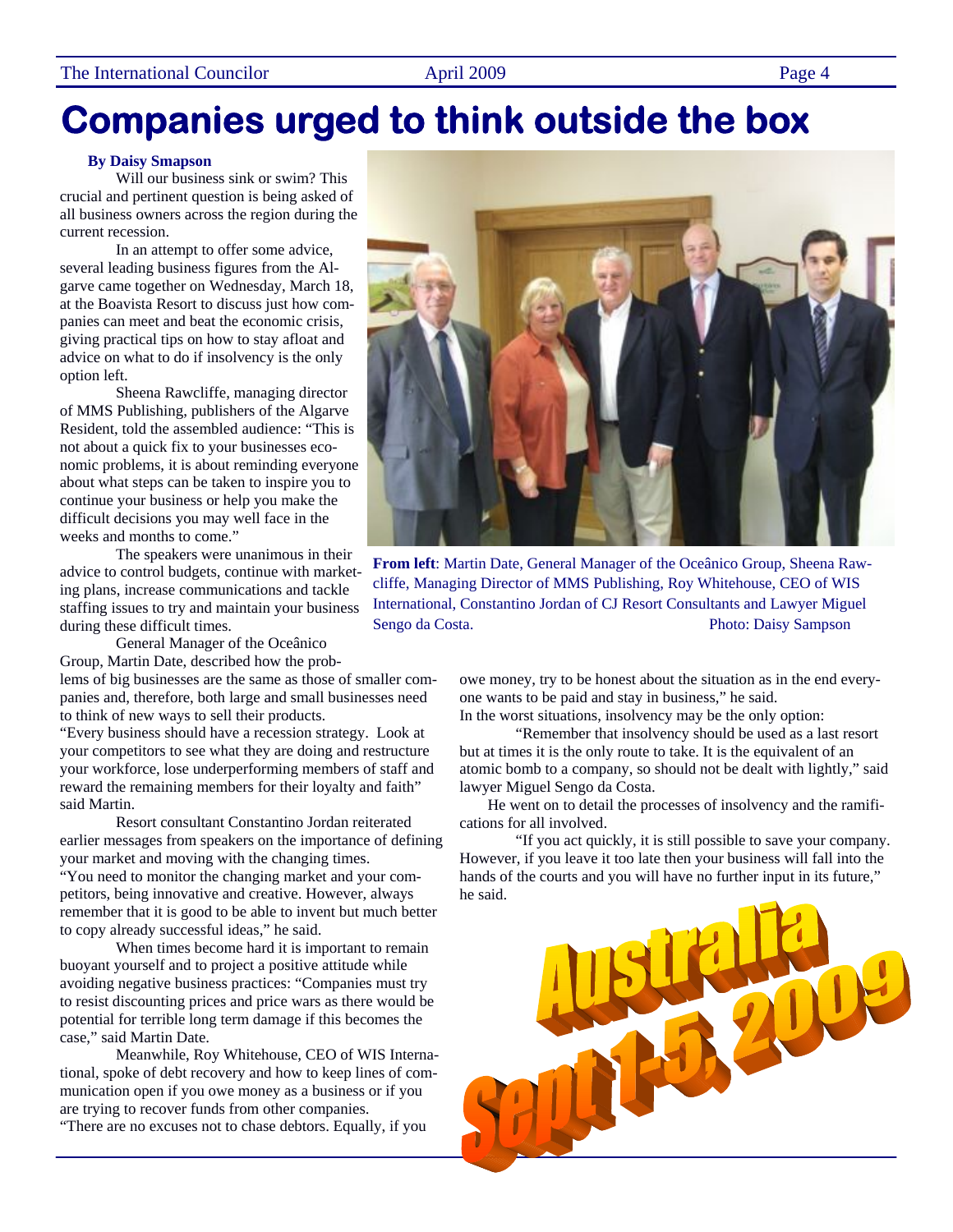#   Companies urged to think outside the box

**By Daisy Smapson**

Will our business sink or swim? This crucial and pertinent question is being asked of all business owners across the region during the current recession.

In an attempt to offer some advice, several leading business figures from the Algarve came together on Wednesday, March 18, at the Boavista Resort to discuss just how companies can meet and beat the economic crisis, giving practical tips on how to stay afloat and advice on what to do if insolvency is the only option left.

Sheena Rawcliffe, managing director of MMS Publishing, publishers of the Algarve Resident, told the assembled audience: "This is not about a quick fix to your businesses economic problems, it is about reminding everyone about what steps can be taken to inspire you to continue your business or help you make the difficult decisions you may well face in the weeks and months to come."

The speakers were unanimous in their advice to control budgets, continue with marketing plans, increase communications and tackle staffing issues to try and maintain your business during these difficult times.

General Manager of the Oceânico Group, Martin Date, described how the problems of big businesses are the same as those of smaller companies and, therefore, both large and small businesses need to think of new ways to sell their products.

"Every business should have a recession strategy. Look at your competitors to see what they are doing and restructure your workforce, lose underperforming members of staff and reward the remaining members for their loyalty and faith" said Martin.

Resort consultant Constantino Jordan reiterated earlier messages from speakers on the importance of defining your market and moving with the changing times.

"You need to monitor the changing market and your competitors, being innovative and creative. However, always remember that it is good to be able to invent but much better to copy already successful ideas," he said.

When times become hard it is important to remain buoyant yourself and to project a positive attitude while avoiding negative business practices: "Companies must try to resist discounting prices and price wars as there would be potential for terrible long term damage if this becomes the case," said Martin Date.

Meanwhile, Roy Whitehouse, CEO of WIS International, spoke of debt recovery and how to keep lines of communication open if you owe money as a business or if you are trying to recover funds from other companies.

"There are no excuses not to chase debtors. Equally, if you owe money, try to be honest about the situation as in the end everyone wants to be paid and stay in business," he said.

In the worst situations, insolvency may be the only option:

"Remember that insolvency should be used as a last resort but at times it is the only route to take. It is the equivalent of an atomic bomb to a company, so should not be dealt with lightly," said lawyer Miguel Sengo da Costa.

He went on to detail the processes of insolvency and the ramifications for all involved.

"If you act quickly, it is still possible to save your company. However, if you leave it too late then your business will fall into the hands of the courts and you will have no further input in its future," he said.

**From left**: Martin Date, General Manager of the Oceânico Group, Sheena Rawcliffe, Managing Director of MMS Publishing, Roy Whitehouse, CEO of WIS International, Constantino Jordan of CJ Resort Consultants and Lawyer Miguel Sengo da Costa. Photo: Daisy Sampson

Australia Sept 1-5, 2009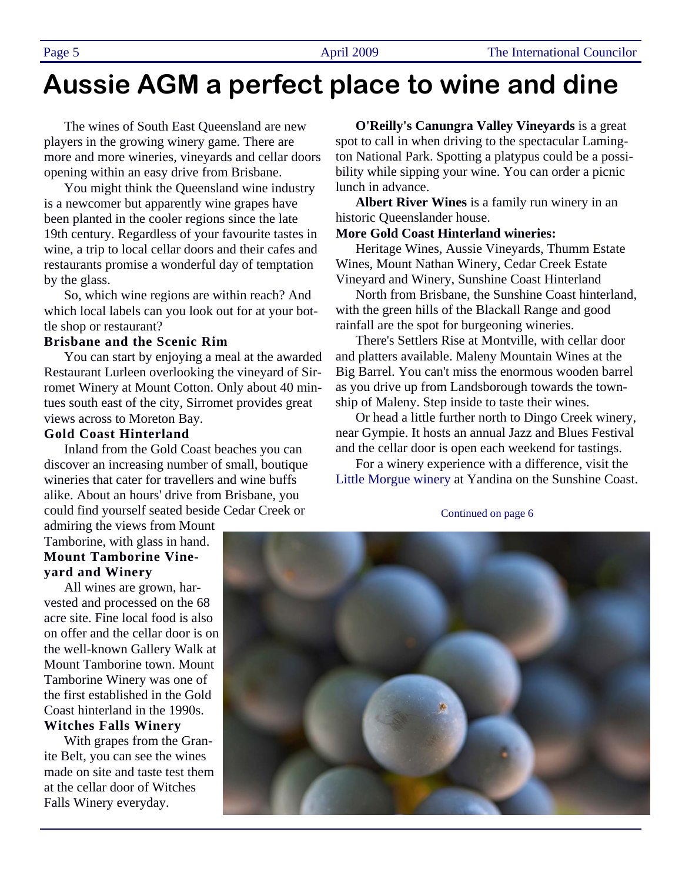# Aussie AGM a perfect place to wine and dine

The wines of South East Queensland are new players in the growing winery game. There are more and more wineries, vineyards and cellar doors opening within an easy drive from Brisbane.

You might think the Queensland wine industry is a newcomer but apparently wine grapes have been planted in the cooler regions since the late 19th century. Regardless of your favourite tastes in wine, a trip to local cellar doors and their cafes and restaurants promise a wonderful day of temptation by the glass.

So, which wine regions are within reach? And which local labels can you look out for at your bottle shop or restaurant?

**Brisbane and the Scenic Rim**

You can start by enjoying a meal at the awarded Restaurant Lurleen overlooking the vineyard of Sirromet Winery at Mount Cotton. Only about 40 mintues south east of the city, Sirromet provides great views across to Moreton Bay.

**Gold Coast Hinterland**

Inland from the Gold Coast beaches you can discover an increasing number of small, boutique wineries that cater for travellers and wine buffs alike. About an hours' drive from Brisbane, you could find yourself seated beside Cedar Creek or admiring the views from Mount Tamborine, with glass in hand.

**Mount Tamborine Vineyard and Winery**

All wines are grown, harvested and processed on the 68 acre site. Fine local food is also on offer and the cellar door is on the well-known Gallery Walk at Mount Tamborine town. Mount Tamborine Winery was one of the first established in the Gold Coast hinterland in the 1990s.

**Witches Falls Winery**

With grapes from the Granite Belt, you can see the wines made on site and taste test them at the cellar door of Witches Falls Winery everyday.

**O'Reilly's Canungra Valley Vineyards** is a great spot to call in when driving to the spectacular Lamington National Park. Spotting a platypus could be a possibility while sipping your wine. You can order a picnic lunch in advance.

**Albert River Wines** is a family run winery in an historic Queenslander house.

**More Gold Coast Hinterland wineries:**

Heritage Wines, Aussie Vineyards, Thumm Estate Wines, Mount Nathan Winery, Cedar Creek Estate Vineyard and Winery, Sunshine Coast Hinterland

North from Brisbane, the Sunshine Coast hinterland, with the green hills of the Blackall Range and good rainfall are the spot for burgeoning wineries.

There's Settlers Rise at Montville, with cellar door and platters available. Maleny Mountain Wines at the Big Barrel. You can't miss the enormous wooden barrel as you drive up from Landsborough towards the township of Maleny. Step inside to taste their wines.

Or head a little further north to Dingo Creek winery, near Gympie. It hosts an annual Jazz and Blues Festival and the cellar door is open each weekend for tastings.

For a winery experience with a difference, visit the Little Morgue winery at Yandina on the Sunshine Coast.

Continued on page 6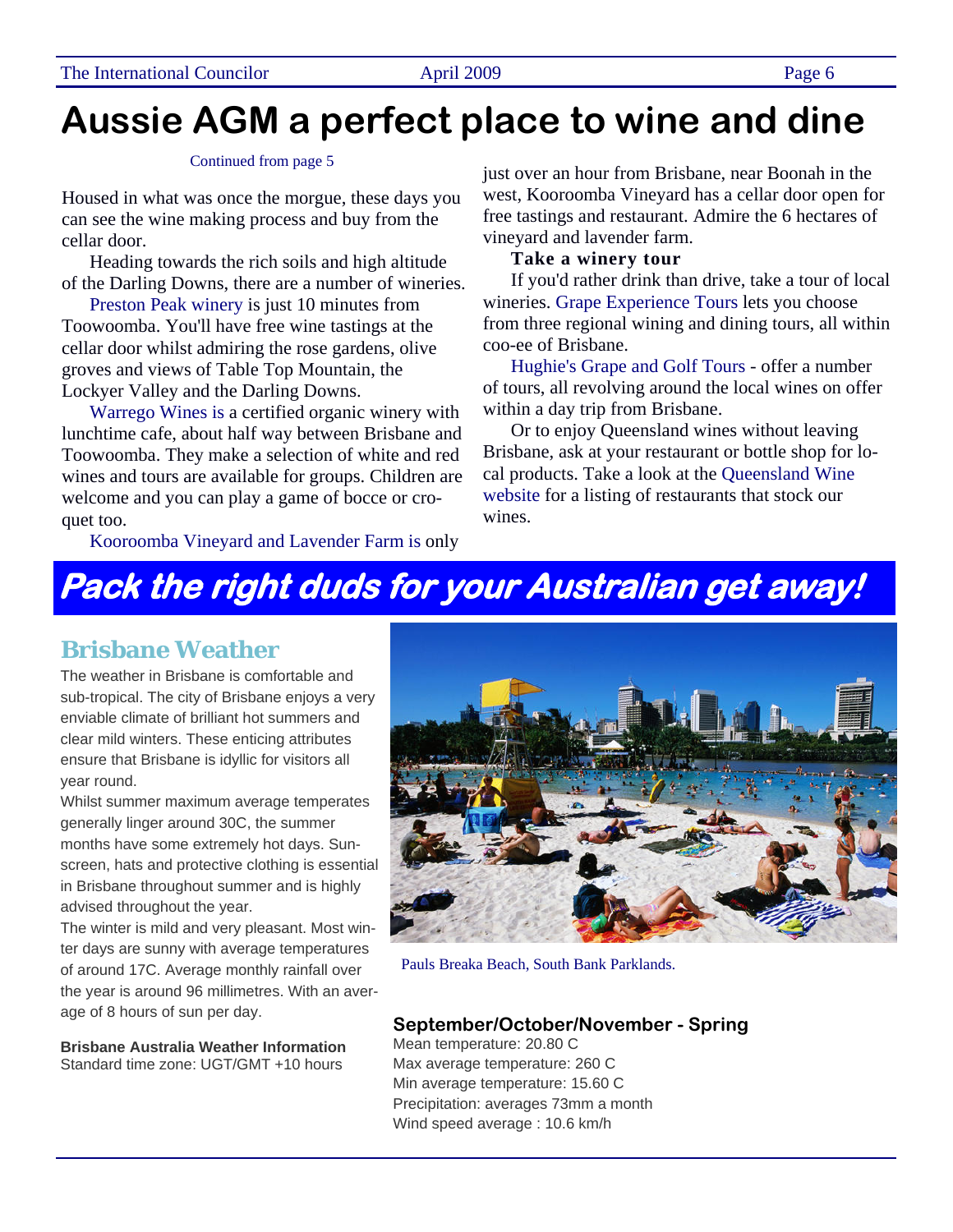# Aussie AGM a perfect place to wine and dine

Continued from page 5

Housed in what was once the morgue, these days you can see the wine making process and buy from the cellar door.

Heading towards the rich soils and high altitude of the Darling Downs, there are a number of wineries.

Preston Peak winery is just 10 minutes from Toowoomba. You'll have free wine tastings at the cellar door whilst admiring the rose gardens, olive groves and views of Table Top Mountain, the Lockyer Valley and the Darling Downs.

Warrego Wines is a certified organic winery with lunchtime cafe, about half way between Brisbane and Toowoomba. They make a selection of white and red wines and tours are available for groups. Children are welcome and you can play a game of bocce or croquet too.

Kooroomba Vineyard and Lavender Farm is only just over an hour from Brisbane, near Boonah in the west, Kooroomba Vineyard has a cellar door open for free tastings and restaurant. Admire the 6 hectares of vineyard and lavender farm.

**Take a winery tour**

If you'd rather drink than drive, take a tour of local wineries. Grape Experience Tours lets you choose from three regional wining and dining tours, all within coo-ee of Brisbane.

Hughie's Grape and Golf Tours - offer a number of tours, all revolving around the local wines on offer within a day trip from Brisbane.

Or to enjoy Queensland wines without leaving Brisbane, ask at your restaurant or bottle shop for local products. Take a look at the Queensland Wine website for a listing of restaurants that stock our wines.

# *Pack the right duds for your Australian get away!*

## Brisbane Weather

The weather in Brisbane is comfortable and sub-tropical. The city of Brisbane enjoys a very enviable climate of brilliant hot summers and clear mild winters. These enticing attributes ensure that Brisbane is idyllic for visitors all year round.

Whilst summer maximum average temperates generally linger around 30C, the summer months have some extremely hot days. Sunscreen, hats and protective clothing is essential in Brisbane throughout summer and is highly advised throughout the year.

The winter is mild and very pleasant. Most winter days are sunny with average temperatures of around 17C. Average monthly rainfall over the year is around 96 millimetres. With an average of 8 hours of sun per day.

**Brisbane Australia Weather Information**
Standard time zone: UGT/GMT +10 hours

Pauls Breaka Beach, South Bank Parklands.

### September/October/November - Spring

Mean temperature: 20.80 C
Max average temperature: 260 C
Min average temperature: 15.60 C
Precipitation: averages 73mm a month
Wind speed average : 10.6 km/h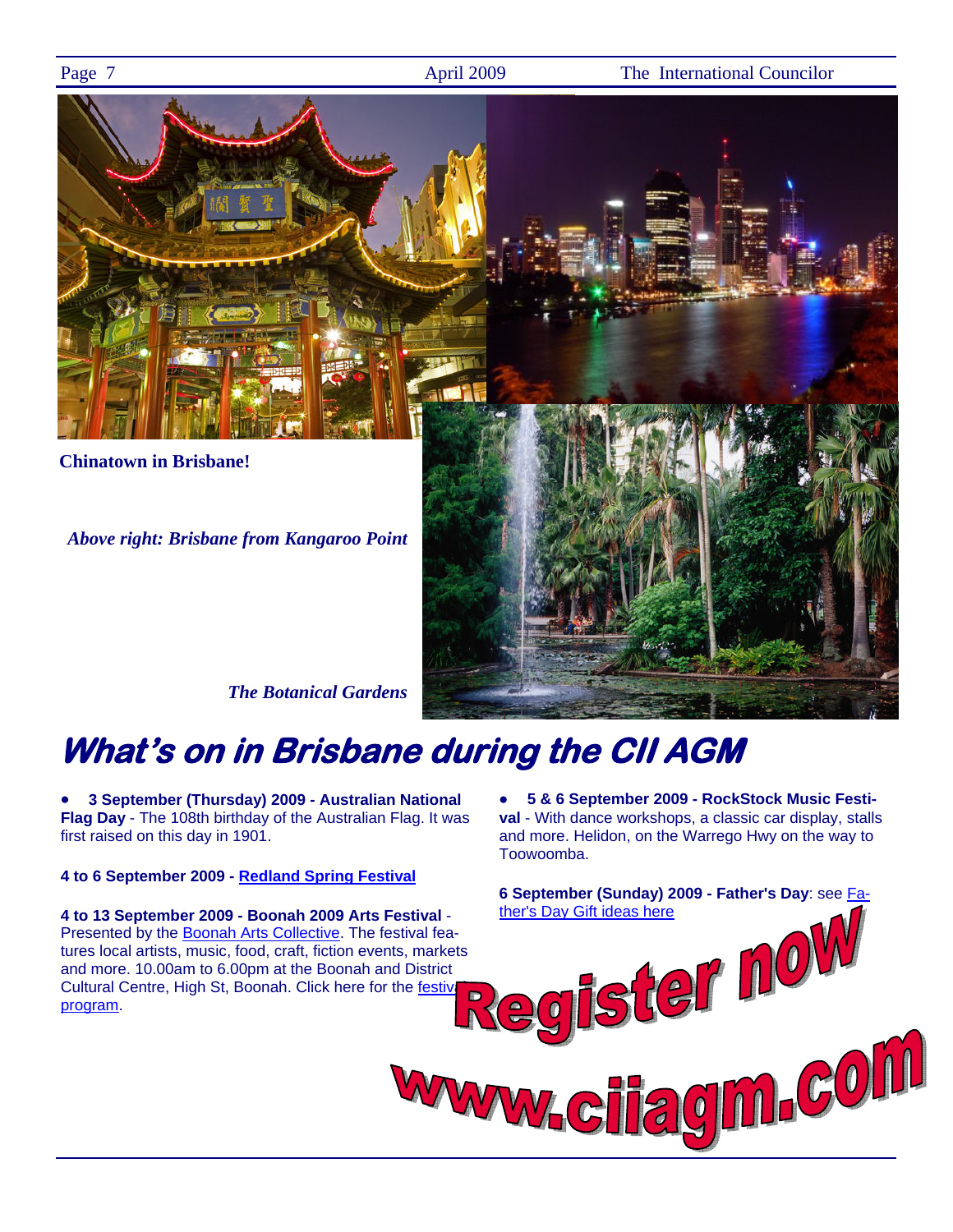**Chinatown in Brisbane!**

*Above right: Brisbane from Kangaroo Point*

*The Botanical Gardens*

# What's on in Brisbane during the CII AGM

- **3 September (Thursday) 2009 - Australian National Flag Day** - The 108th birthday of the Australian Flag. It was first raised on this day in 1901.

**4 to 6 September 2009 - Redland Spring Festival**

**4 to 13 September 2009 - Boonah 2009 Arts Festival** - Presented by the Boonah Arts Collective. The festival features local artists, music, food, craft, fiction events, markets and more. 10.00am to 6.00pm at the Boonah and District Cultural Centre, High St, Boonah. Click here for the festival program.

- **5 & 6 September 2009 - RockStock Music Festival** - With dance workshops, a classic car display, stalls and more. Helidon, on the Warrego Hwy on the way to Toowoomba.

**6 September (Sunday) 2009 - Father's Day**: see Father's Day Gift ideas here

**Register now**

**www.ciiagm.com**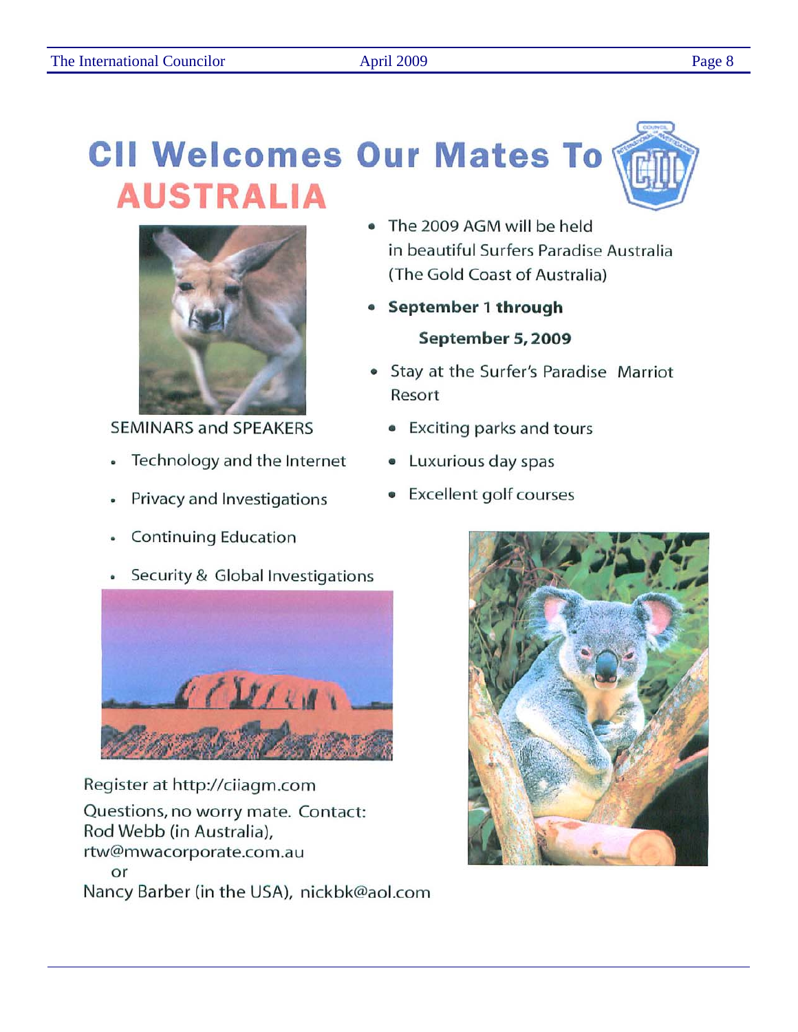# CII Welcomes Our Mates To AUSTRALIA

- The 2009 AGM will be held in beautiful Surfers Paradise Australia (The Gold Coast of Australia)
- **September 1 through September 5, 2009**
- Stay at the Surfer's Paradise Marriot Resort
  - Exciting parks and tours
  - Luxurious day spas
  - Excellent golf courses

SEMINARS and SPEAKERS

- Technology and the Internet
- Privacy and Investigations
- Continuing Education
- Security & Global Investigations

Register at http://ciiagm.com

Questions, no worry mate. Contact:
Rod Webb (in Australia),
rtw@mwacorporate.com.au
or
Nancy Barber (in the USA), nickbk@aol.com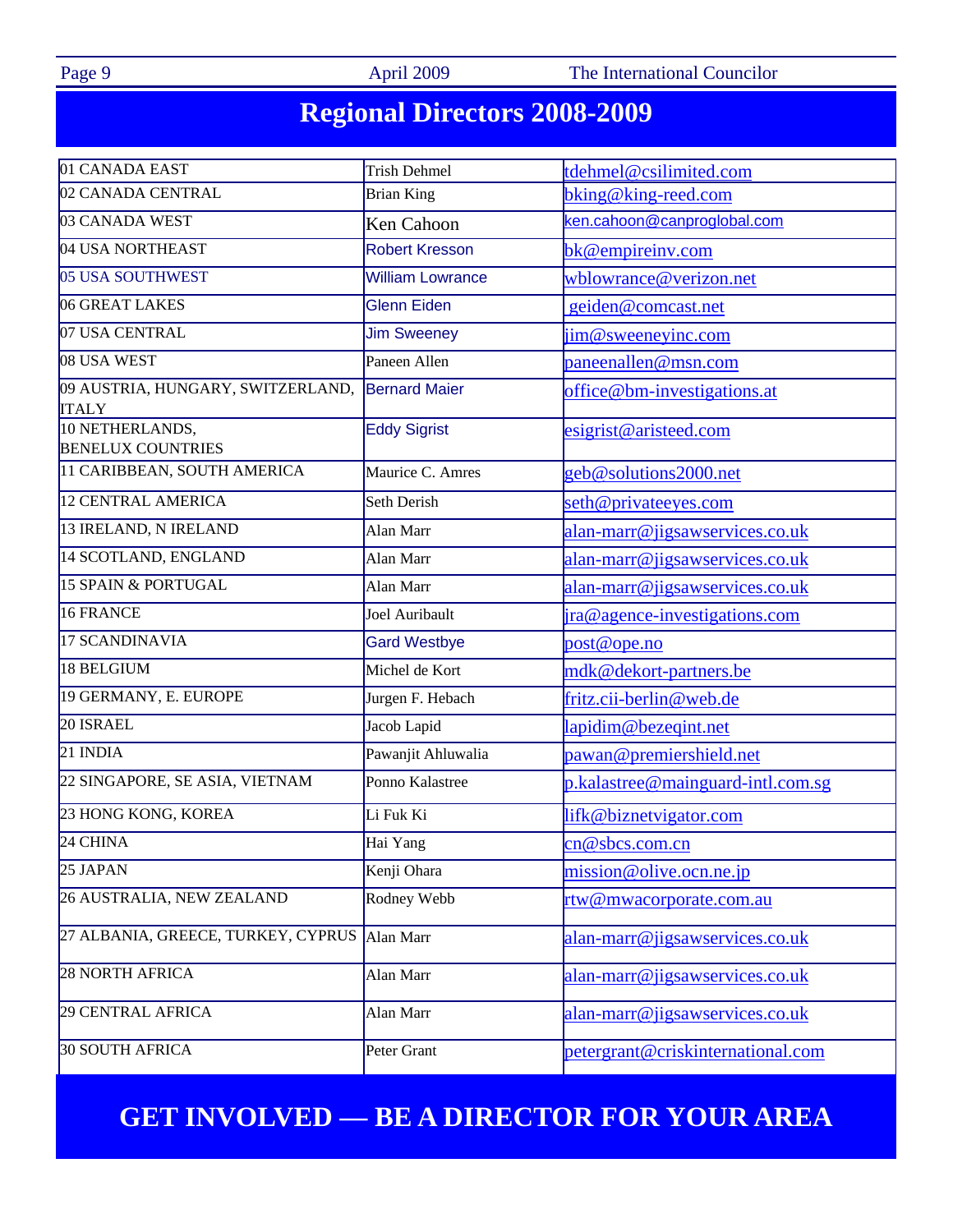# Regional Directors 2008-2009

| Region | Director | Email |
|---|---|---|
| 01 CANADA EAST | Trish Dehmel | tdehmel@csilimited.com |
| 02 CANADA CENTRAL | Brian King | bking@king-reed.com |
| 03 CANADA WEST | Ken Cahoon | ken.cahoon@canproglobal.com |
| 04 USA NORTHEAST | Robert Kresson | bk@empireinv.com |
| 05 USA SOUTHWEST | William Lowrance | wblowrance@verizon.net |
| 06 GREAT LAKES | Glenn Eiden | geiden@comcast.net |
| 07 USA CENTRAL | Jim Sweeney | jim@sweeneyinc.com |
| 08 USA WEST | Paneen Allen | paneenallen@msn.com |
| 09 AUSTRIA, HUNGARY, SWITZERLAND, ITALY | Bernard Maier | office@bm-investigations.at |
| 10 NETHERLANDS, BENELUX COUNTRIES | Eddy Sigrist | esigrist@aristeed.com |
| 11 CARIBBEAN, SOUTH AMERICA | Maurice C. Amres | geb@solutions2000.net |
| 12 CENTRAL AMERICA | Seth Derish | seth@privateeyes.com |
| 13 IRELAND, N IRELAND | Alan Marr | alan-marr@jigsawservices.co.uk |
| 14 SCOTLAND, ENGLAND | Alan Marr | alan-marr@jigsawservices.co.uk |
| 15 SPAIN & PORTUGAL | Alan Marr | alan-marr@jigsawservices.co.uk |
| 16 FRANCE | Joel Auribault | jra@agence-investigations.com |
| 17 SCANDINAVIA | Gard Westbye | post@ope.no |
| 18 BELGIUM | Michel de Kort | mdk@dekort-partners.be |
| 19 GERMANY, E. EUROPE | Jurgen F. Hebach | fritz.cii-berlin@web.de |
| 20 ISRAEL | Jacob Lapid | lapidim@bezeqint.net |
| 21 INDIA | Pawanjit Ahluwalia | pawan@premiershield.net |
| 22 SINGAPORE, SE ASIA, VIETNAM | Ponno Kalastree | p.kalastree@mainguard-intl.com.sg |
| 23 HONG KONG, KOREA | Li Fuk Ki | lifk@biznetvigator.com |
| 24 CHINA | Hai Yang | cn@sbcs.com.cn |
| 25 JAPAN | Kenji Ohara | mission@olive.ocn.ne.jp |
| 26 AUSTRALIA, NEW ZEALAND | Rodney Webb | rtw@mwacorporate.com.au |
| 27 ALBANIA, GREECE, TURKEY, CYPRUS | Alan Marr | alan-marr@jigsawservices.co.uk |
| 28 NORTH AFRICA | Alan Marr | alan-marr@jigsawservices.co.uk |
| 29 CENTRAL AFRICA | Alan Marr | alan-marr@jigsawservices.co.uk |
| 30 SOUTH AFRICA | Peter Grant | petergrant@criskinternational.com |

## GET INVOLVED — BE A DIRECTOR FOR YOUR AREA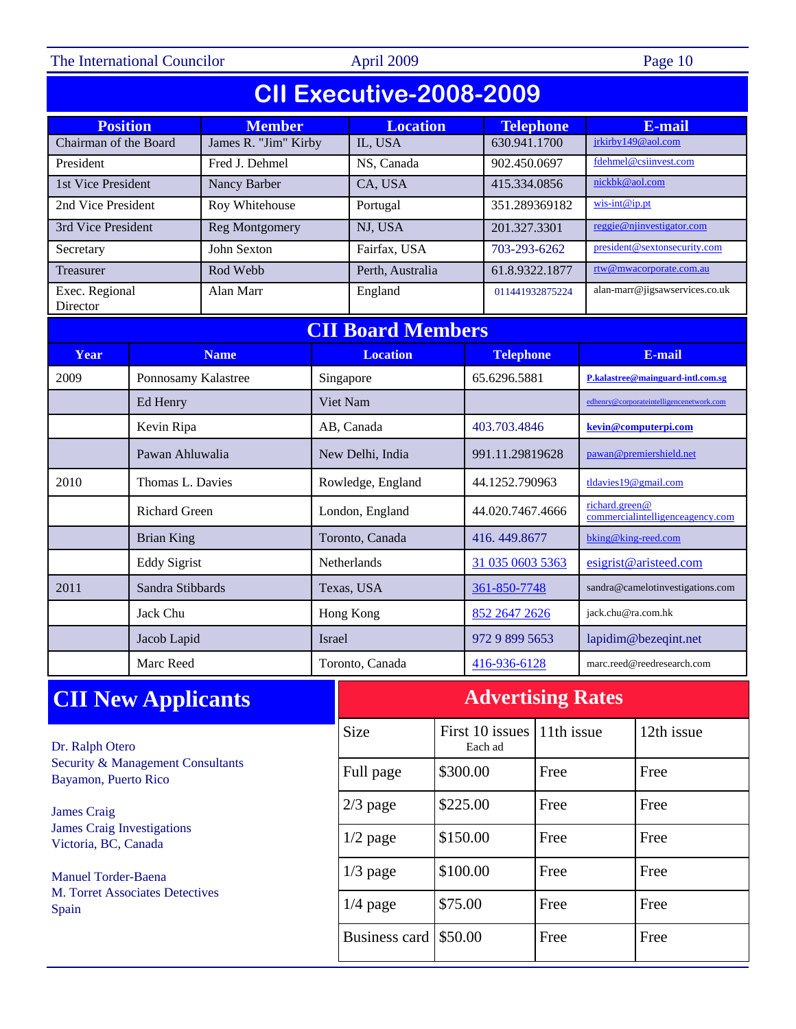# CII Executive-2008-2009

| Position | Member | Location | Telephone | E-mail |
|---|---|---|---|---|
| Chairman of the Board | James R. "Jim" Kirby | IL, USA | 630.941.1700 | jrkirby149@aol.com |
| President | Fred J. Dehmel | NS, Canada | 902.450.0697 | fdehmel@csiinvest.com |
| 1st Vice President | Nancy Barber | CA, USA | 415.334.0856 | nickbk@aol.com |
| 2nd Vice President | Roy Whitehouse | Portugal | 351.289369182 | wis-int@ip.pt |
| 3rd Vice President | Reg Montgomery | NJ, USA | 201.327.3301 | reggie@njinvestigator.com |
| Secretary | John Sexton | Fairfax, USA | 703-293-6262 | president@sextonsecurity.com |
| Treasurer | Rod Webb | Perth, Australia | 61.8.9322.1877 | rtw@mwacorporate.com.au |
| Exec. Regional Director | Alan Marr | England | 011441932875224 | alan-marr@jigsawservices.co.uk |

## CII Board Members

| Year | Name | Location | Telephone | E-mail |
|---|---|---|---|---|
| 2009 | Ponnosamy Kalastree | Singapore | 65.6296.5881 | **P.kalastree@mainguard-intl.com.sg** |
| | Ed Henry | Viet Nam | | edhenry@corporateintelligencenetwork.com |
| | Kevin Ripa | AB, Canada | 403.703.4846 | **kevin@computerpi.com** |
| | Pawan Ahluwalia | New Delhi, India | 991.11.29819628 | pawan@premiershield.net |
| 2010 | Thomas L. Davies | Rowledge, England | 44.1252.790963 | tldavies19@gmail.com |
| | Richard Green | London, England | 44.020.7467.4666 | richard.green@commercialintelligenceagency.com |
| | Brian King | Toronto, Canada | 416. 449.8677 | bking@king-reed.com |
| | Eddy Sigrist | Netherlands | 31 035 0603 5363 | esigrist@aristeed.com |
| 2011 | Sandra Stibbards | Texas, USA | 361-850-7748 | sandra@camelotinvestigations.com |
| | Jack Chu | Hong Kong | 852 2647 2626 | jack.chu@ra.com.hk |
| | Jacob Lapid | Israel | 972 9 899 5653 | lapidim@bezeqint.net |
| | Marc Reed | Toronto, Canada | 416-936-6128 | marc.reed@reedresearch.com |

## CII New Applicants

Dr. Ralph Otero
Security & Management Consultants
Bayamon, Puerto Rico

James Craig
James Craig Investigations
Victoria, BC, Canada

Manuel Torder-Baena
M. Torret Associates Detectives
Spain

## Advertising Rates

| Size | First 10 issues Each ad | 11th issue | 12th issue |
|---|---|---|---|
| Full page | $300.00 | Free | Free |
| 2/3 page | $225.00 | Free | Free |
| 1/2 page | $150.00 | Free | Free |
| 1/3 page | $100.00 | Free | Free |
| 1/4 page | $75.00 | Free | Free |
| Business card | $50.00 | Free | Free |